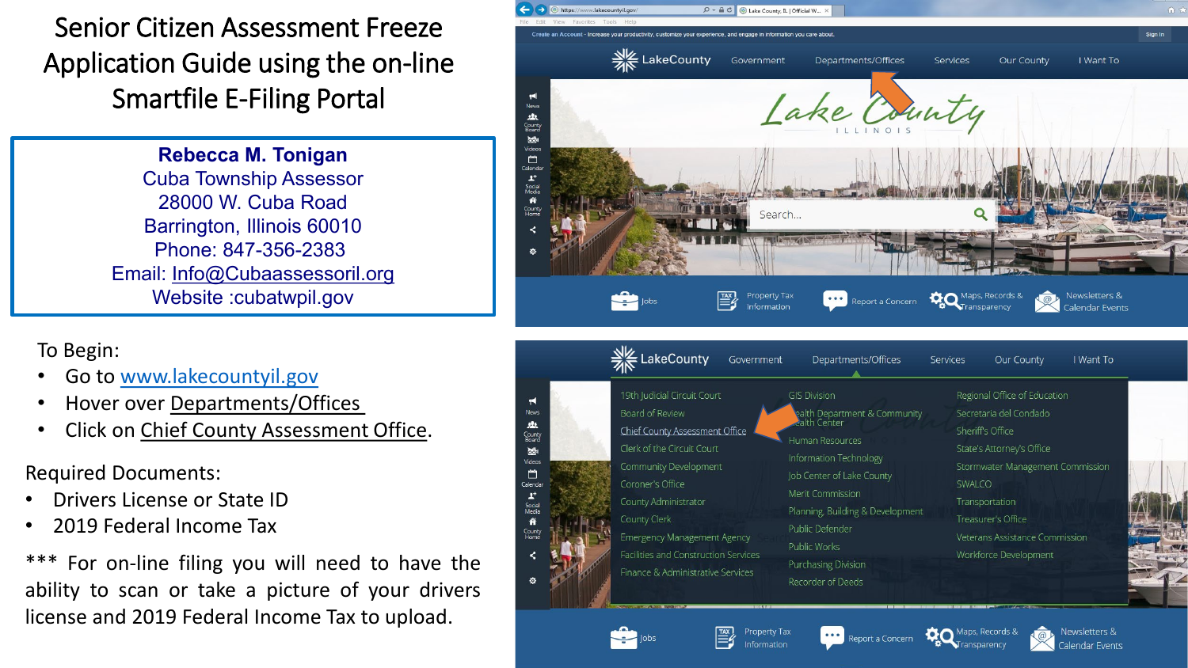# Senior Citizen Assessment Freeze Application Guide using the on-line Smartfile E-Filing Portal

**Rebecca M. Tonigan**
Cuba Township Assessor
28000 W. Cuba Road
Barrington, Illinois 60010
Phone: 847-356-2383
Email: Info@Cubaassessoril.org
Website :cubatwpil.gov

To Begin:

- Go to www.lakecountyil.gov
- Hover over Departments/Offices
- Click on Chief County Assessment Office.

Required Documents:

- Drivers License or State ID
- 2019 Federal Income Tax

*** For on-line filing you will need to have the ability to scan or take a picture of your drivers license and 2019 Federal Income Tax to upload.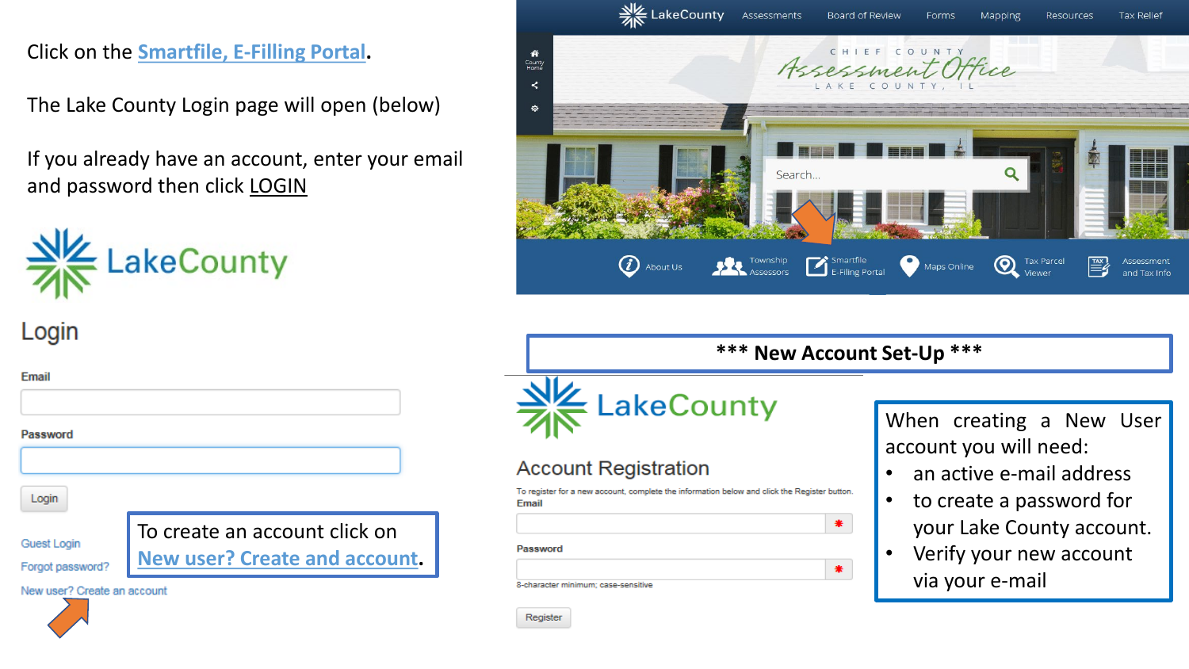Click on the Smartfile, E-Filling Portal.

The Lake County Login page will open (below)

If you already have an account, enter your email and password then click LOGIN

LakeCounty

Assessments | Board of Review | Forms | Mapping | Resources | Tax Relief

CHIEF COUNTY Assessment Office LAKE COUNTY, IL

Search...

About Us | Township Assessors | Smartfile E-Filing Portal | Maps Online | Tax Parcel Viewer | Assessment and Tax Info

LakeCounty

## Login

Email

Password

Login

Guest Login

Forgot password?

New user? Create an account

To create an account click on New user? Create and account.

## *** New Account Set-Up ***

LakeCounty

## Account Registration

To register for a new account, complete the information below and click the Register button.

Email

Password

8-character minimum; case-sensitive

Register

When creating a New User account you will need:

- an active e-mail address
- to create a password for your Lake County account.
- Verify your new account via your e-mail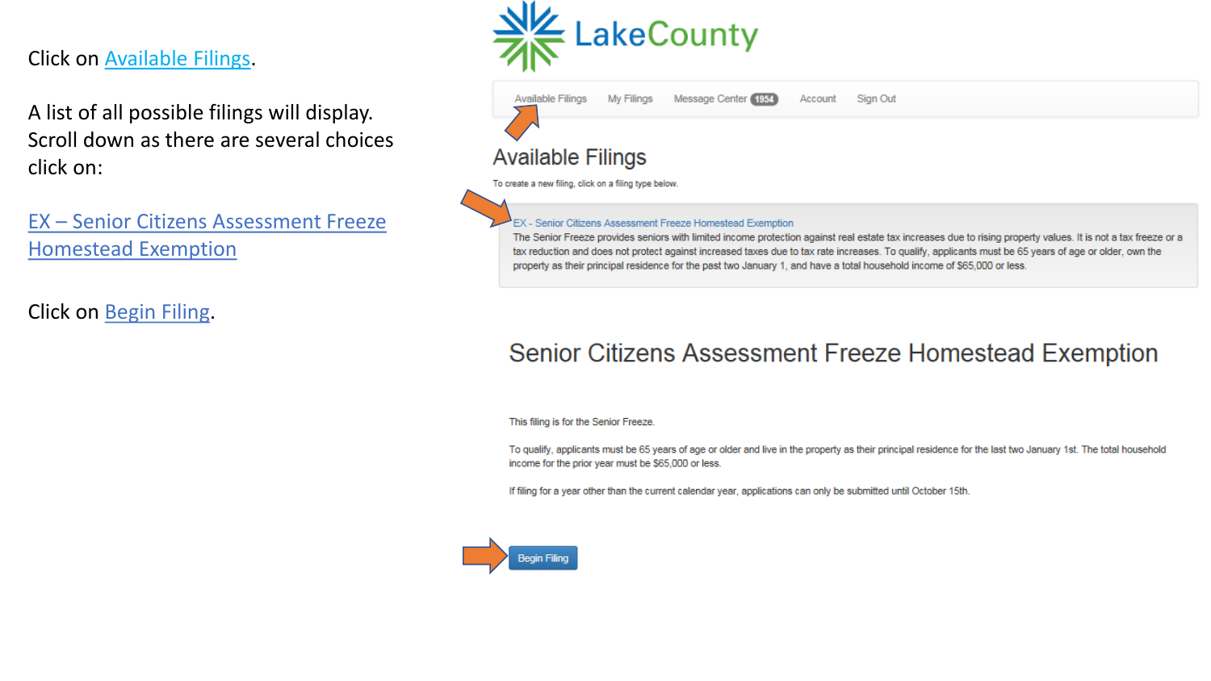Click on Available Filings.

A list of all possible filings will display. Scroll down as there are several choices click on:

EX – Senior Citizens Assessment Freeze Homestead Exemption

Click on Begin Filing.

LakeCounty

Available Filings | My Filings | Message Center 1954 | Account | Sign Out

## Available Filings

To create a new filing, click on a filing type below.

EX - Senior Citizens Assessment Freeze Homestead Exemption

The Senior Freeze provides seniors with limited income protection against real estate tax increases due to rising property values. It is not a tax freeze or a tax reduction and does not protect against increased taxes due to tax rate increases. To qualify, applicants must be 65 years of age or older, own the property as their principal residence for the past two January 1, and have a total household income of $65,000 or less.

## Senior Citizens Assessment Freeze Homestead Exemption

This filing is for the Senior Freeze.

To qualify, applicants must be 65 years of age or older and live in the property as their principal residence for the last two January 1st. The total household income for the prior year must be $65,000 or less.

If filing for a year other than the current calendar year, applications can only be submitted until October 15th.

Begin Filing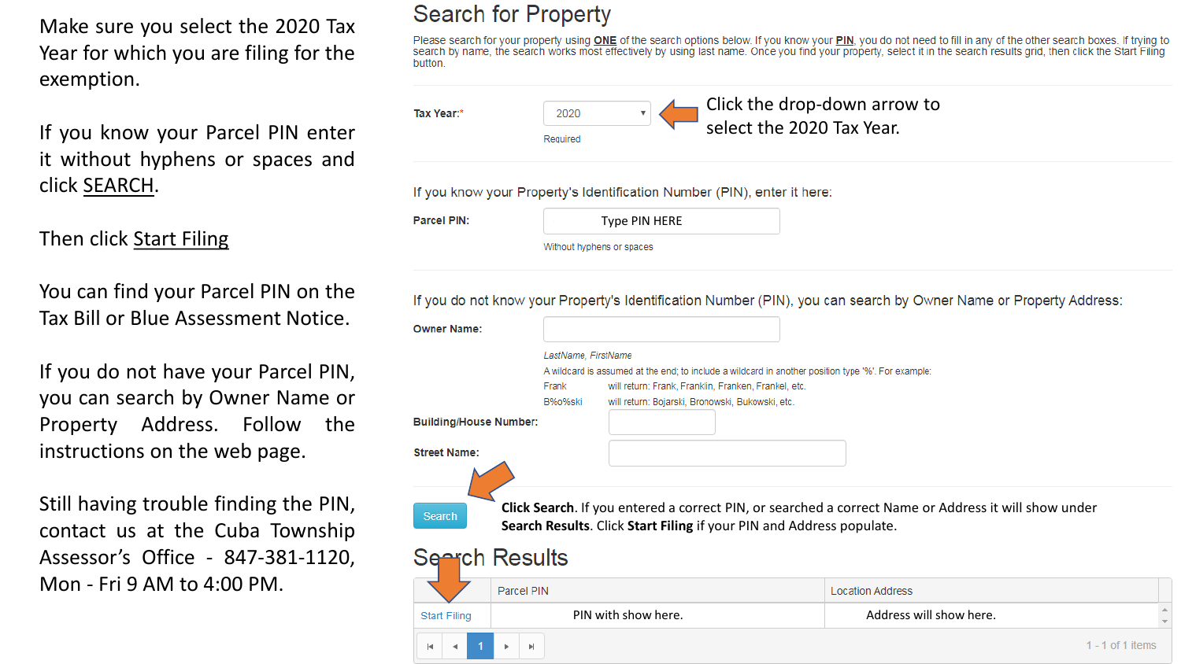Make sure you select the 2020 Tax Year for which you are filing for the exemption.

If you know your Parcel PIN enter it without hyphens or spaces and click SEARCH.

Then click Start Filing

You can find your Parcel PIN on the Tax Bill or Blue Assessment Notice.

If you do not have your Parcel PIN, you can search by Owner Name or Property Address. Follow the instructions on the web page.

Still having trouble finding the PIN, contact us at the Cuba Township Assessor's Office - 847-381-1120, Mon - Fri 9 AM to 4:00 PM.

## Search for Property

Please search for your property using **ONE** of the search options below. If you know your **PIN**, you do not need to fill in any of the other search boxes. If trying to search by name, the search works most effectively by using last name. Once you find your property, select it in the search results grid, then click the Start Filing button.

**Tax Year:*** 2020 — Required

Click the drop-down arrow to select the 2020 Tax Year.

If you know your Property's Identification Number (PIN), enter it here:

**Parcel PIN:** Type PIN HERE — Without hyphens or spaces

If you do not know your Property's Identification Number (PIN), you can search by Owner Name or Property Address:

**Owner Name:**

*LastName, FirstName*

A wildcard is assumed at the end; to include a wildcard in another position type '%'. For example:

Frank will return: Frank, Franklin, Franken, Frankel, etc.

B%o%ski will return: Bojarski, Bronowski, Bukowski, etc.

**Building/House Number:**

**Street Name:**

Search

**Click Search**. If you entered a correct PIN, or searched a correct Name or Address it will show under **Search Results**. Click **Start Filing** if your PIN and Address populate.

## Search Results

| | Parcel PIN | Location Address |
|---|---|---|
| Start Filing | PIN with show here. | Address will show here. |

1 - 1 of 1 items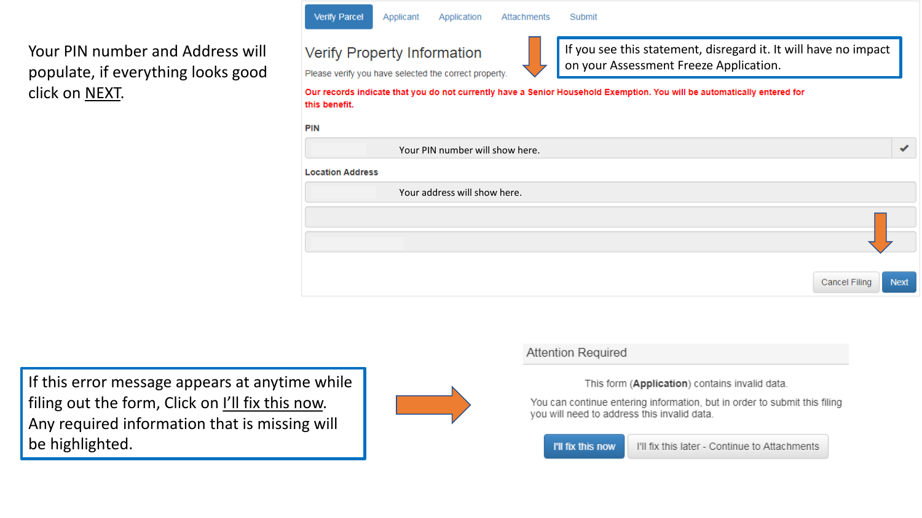Your PIN number and Address will populate, if everything looks good click on NEXT.

Verify Parcel | Applicant | Application | Attachments | Submit

## Verify Property Information

Please verify you have selected the correct property.

If you see this statement, disregard it. It will have no impact on your Assessment Freeze Application.

**Our records indicate that you do not currently have a Senior Household Exemption. You will be automatically entered for this benefit.**

**PIN**

Your PIN number will show here.

**Location Address**

Your address will show here.

Cancel Filing | Next

If this error message appears at anytime while filing out the form, Click on I'll fix this now. Any required information that is missing will be highlighted.

**Attention Required**

This form (**Application**) contains invalid data.

You can continue entering information, but in order to submit this filing you will need to address this invalid data.

I'll fix this now | I'll fix this later - Continue to Attachments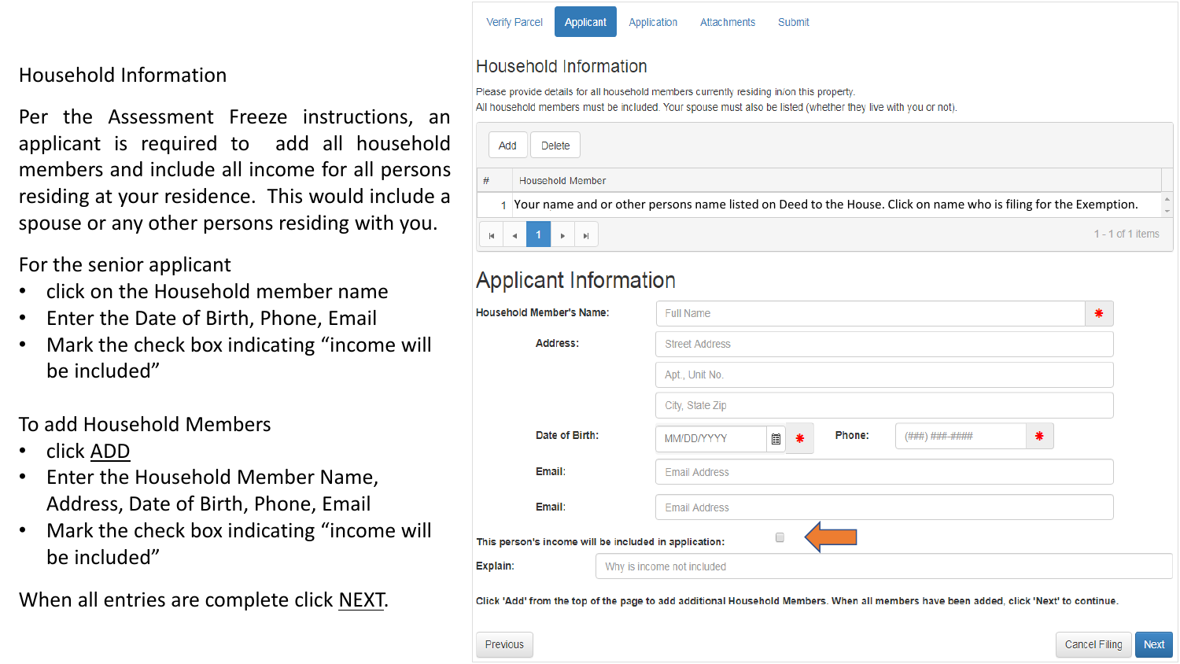# Household Information

Per the Assessment Freeze instructions, an applicant is required to add all household members and include all income for all persons residing at your residence. This would include a spouse or any other persons residing with you.

For the senior applicant

- click on the Household member name
- Enter the Date of Birth, Phone, Email
- Mark the check box indicating "income will be included"

To add Household Members

- click ADD
- Enter the Household Member Name, Address, Date of Birth, Phone, Email
- Mark the check box indicating "income will be included"

When all entries are complete click NEXT.

Verify Parcel | Applicant | Application | Attachments | Submit

## Household Information

Please provide details for all household members currently residing in/on this property.
All household members must be included. Your spouse must also be listed (whether they live with you or not).

Add | Delete

| # | Household Member |
|---|---|
| 1 | Your name and or other persons name listed on Deed to the House. Click on name who is filing for the Exemption. |

1 - 1 of 1 items

## Applicant Information

**Household Member's Name:** Full Name *

**Address:** Street Address / Apt., Unit No. / City, State Zip

**Date of Birth:** MM/DD/YYYY * **Phone:** (###) ###-#### *

**Email:** Email Address

**Email:** Email Address

**This person's income will be included in application:** ☐

**Explain:** Why is income not included

**Click 'Add' from the top of the page to add additional Household Members. When all members have been added, click 'Next' to continue.**

Previous | Cancel Filing | Next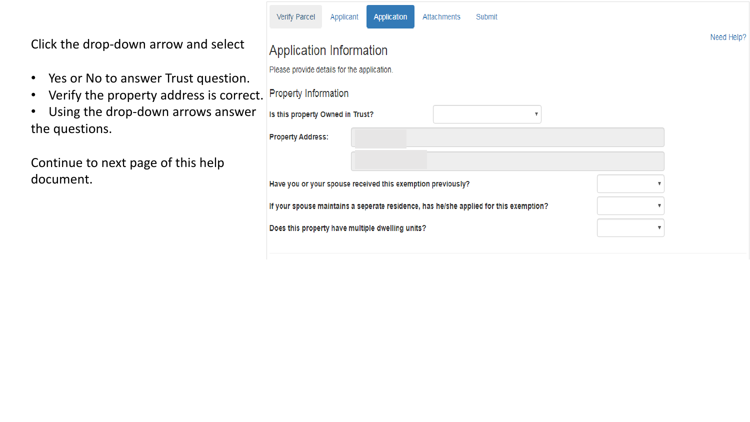Click the drop-down arrow and select

- Yes or No to answer Trust question.
- Verify the property address is correct.
- Using the drop-down arrows answer the questions.

Continue to next page of this help document.

Verify Parcel | Applicant | Application | Attachments | Submit

Need Help?

# Application Information

Please provide details for the application.

## Property Information

**Is this property Owned in Trust?**

**Property Address:**

**Have you or your spouse received this exemption previously?**

**If your spouse maintains a seperate residence, has he/she applied for this exemption?**

**Does this property have multiple dwelling units?**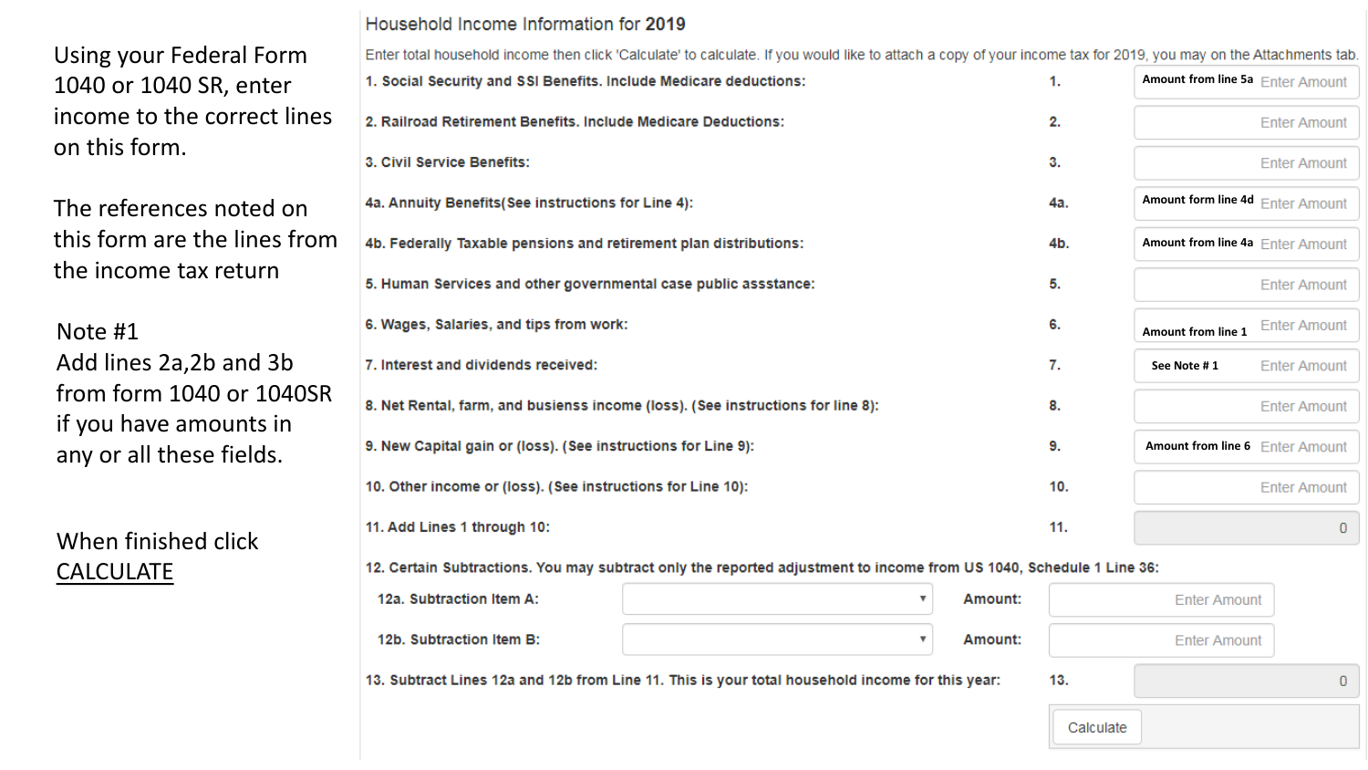Using your Federal Form 1040 or 1040 SR, enter income to the correct lines on this form.

The references noted on this form are the lines from the income tax return

Note #1
Add lines 2a,2b and 3b from form 1040 or 1040SR if you have amounts in any or all these fields.

When finished click CALCULATE

## Household Income Information for 2019

Enter total household income then click 'Calculate' to calculate. If you would like to attach a copy of your income tax for 2019, you may on the Attachments tab.

| Item | Line | Amount |
|---|---|---|
| 1. Social Security and SSI Benefits. Include Medicare deductions: | 1. | Amount from line 5a — Enter Amount |
| 2. Railroad Retirement Benefits. Include Medicare Deductions: | 2. | Enter Amount |
| 3. Civil Service Benefits: | 3. | Enter Amount |
| 4a. Annuity Benefits(See instructions for Line 4): | 4a. | Amount form line 4d — Enter Amount |
| 4b. Federally Taxable pensions and retirement plan distributions: | 4b. | Amount from line 4a — Enter Amount |
| 5. Human Services and other governmental case public assstance: | 5. | Enter Amount |
| 6. Wages, Salaries, and tips from work: | 6. | Amount from line 1 — Enter Amount |
| 7. Interest and dividends received: | 7. | See Note # 1 — Enter Amount |
| 8. Net Rental, farm, and busienss income (loss). (See instructions for line 8): | 8. | Enter Amount |
| 9. New Capital gain or (loss). (See instructions for Line 9): | 9. | Amount from line 6 — Enter Amount |
| 10. Other income or (loss). (See instructions for Line 10): | 10. | Enter Amount |
| 11. Add Lines 1 through 10: | 11. | 0 |

12. Certain Subtractions. You may subtract only the reported adjustment to income from US 1040, Schedule 1 Line 36:

| Item | Selection | Amount |
|---|---|---|
| 12a. Subtraction Item A: | | Enter Amount |
| 12b. Subtraction Item B: | | Enter Amount |

| Item | Line | Amount |
|---|---|---|
| 13. Subtract Lines 12a and 12b from Line 11. This is your total household income for this year: | 13. | 0 |

Calculate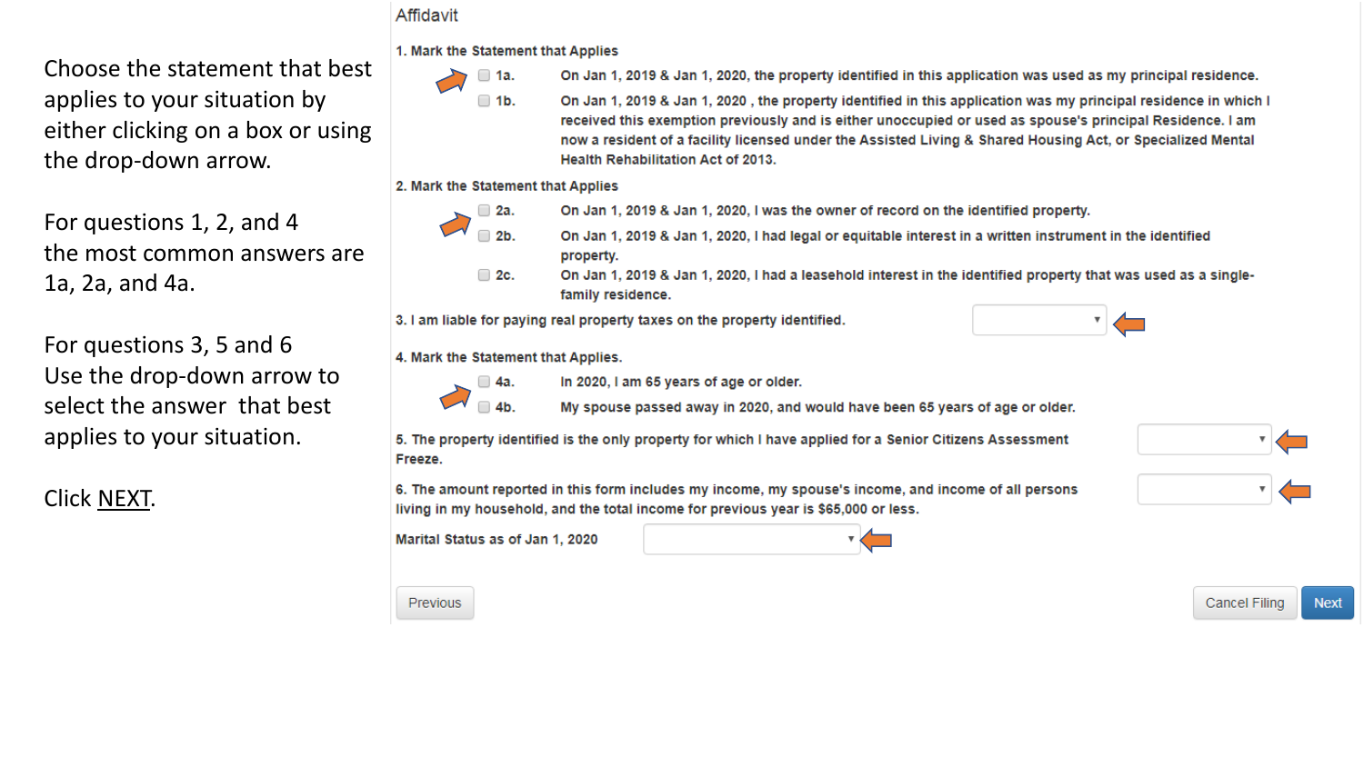Choose the statement that best applies to your situation by either clicking on a box or using the drop-down arrow.

For questions 1, 2, and 4 the most common answers are 1a, 2a, and 4a.

For questions 3, 5 and 6 Use the drop-down arrow to select the answer that best applies to your situation.

Click NEXT.

## Affidavit

**1. Mark the Statement that Applies**

- ☐ **1a.** On Jan 1, 2019 & Jan 1, 2020, the property identified in this application was used as my principal residence.
- ☐ **1b.** On Jan 1, 2019 & Jan 1, 2020 , the property identified in this application was my principal residence in which I received this exemption previously and is either unoccupied or used as spouse's principal Residence. I am now a resident of a facility licensed under the Assisted Living & Shared Housing Act, or Specialized Mental Health Rehabilitation Act of 2013.

**2. Mark the Statement that Applies**

- ☐ **2a.** On Jan 1, 2019 & Jan 1, 2020, I was the owner of record on the identified property.
- ☐ **2b.** On Jan 1, 2019 & Jan 1, 2020, I had legal or equitable interest in a written instrument in the identified property.
- ☐ **2c.** On Jan 1, 2019 & Jan 1, 2020, I had a leasehold interest in the identified property that was used as a single-family residence.

**3.** I am liable for paying real property taxes on the property identified. [ ▾ ]

**4. Mark the Statement that Applies.**

- ☐ **4a.** In 2020, I am 65 years of age or older.
- ☐ **4b.** My spouse passed away in 2020, and would have been 65 years of age or older.

**5.** The property identified is the only property for which I have applied for a Senior Citizens Assessment Freeze. [ ▾ ]

**6.** The amount reported in this form includes my income, my spouse's income, and income of all persons living in my household, and the total income for previous year is $65,000 or less. [ ▾ ]

**Marital Status as of Jan 1, 2020** [ ▾ ]

[Previous] [Cancel Filing] [Next]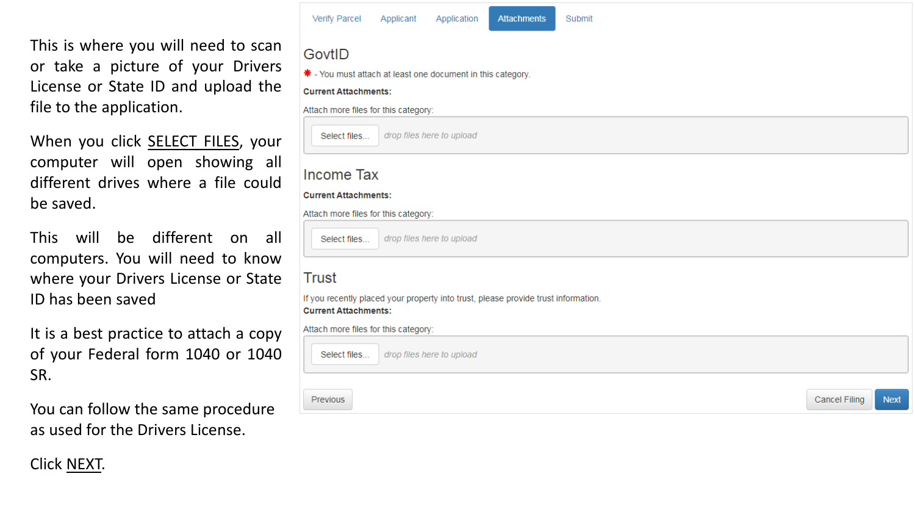This is where you will need to scan or take a picture of your Drivers License or State ID and upload the file to the application.

When you click SELECT FILES, your computer will open showing all different drives where a file could be saved.

This will be different on all computers. You will need to know where your Drivers License or State ID has been saved

It is a best practice to attach a copy of your Federal form 1040 or 1040 SR.

You can follow the same procedure as used for the Drivers License.

Click NEXT.

Verify Parcel | Applicant | Application | **Attachments** | Submit

## GovtID

* - You must attach at least one document in this category.

**Current Attachments:**

Attach more files for this category:

Select files... *drop files here to upload*

## Income Tax

**Current Attachments:**

Attach more files for this category:

Select files... *drop files here to upload*

## Trust

If you recently placed your property into trust, please provide trust information.

**Current Attachments:**

Attach more files for this category:

Select files... *drop files here to upload*

Previous | Cancel Filing | Next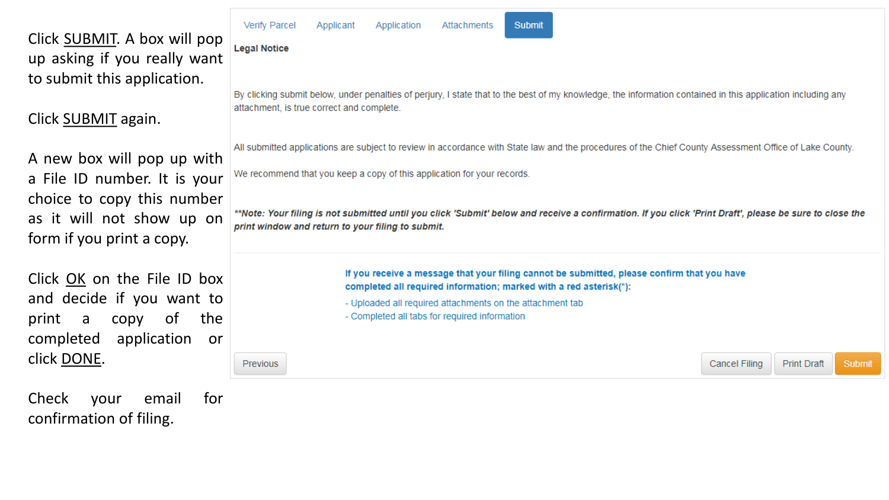Click SUBMIT. A box will pop up asking if you really want to submit this application.

Click SUBMIT again.

A new box will pop up with a File ID number. It is your choice to copy this number as it will not show up on form if you print a copy.

Click OK on the File ID box and decide if you want to print a copy of the completed application or click DONE.

Check your email for confirmation of filing.

Verify Parcel | Applicant | Application | Attachments | Submit

**Legal Notice**

By clicking submit below, under penalties of perjury, I state that to the best of my knowledge, the information contained in this application including any attachment, is true correct and complete.

All submitted applications are subject to review in accordance with State law and the procedures of the Chief County Assessment Office of Lake County.

We recommend that you keep a copy of this application for your records.

***\*Note: Your filing is not submitted until you click 'Submit' below and receive a confirmation. If you click 'Print Draft', please be sure to close the print window and return to your filing to submit.***

**If you receive a message that your filing cannot be submitted, please confirm that you have completed all required information; marked with a red asterisk(*):**

- Uploaded all required attachments on the attachment tab
- Completed all tabs for required information

Previous | Cancel Filing | Print Draft | Submit